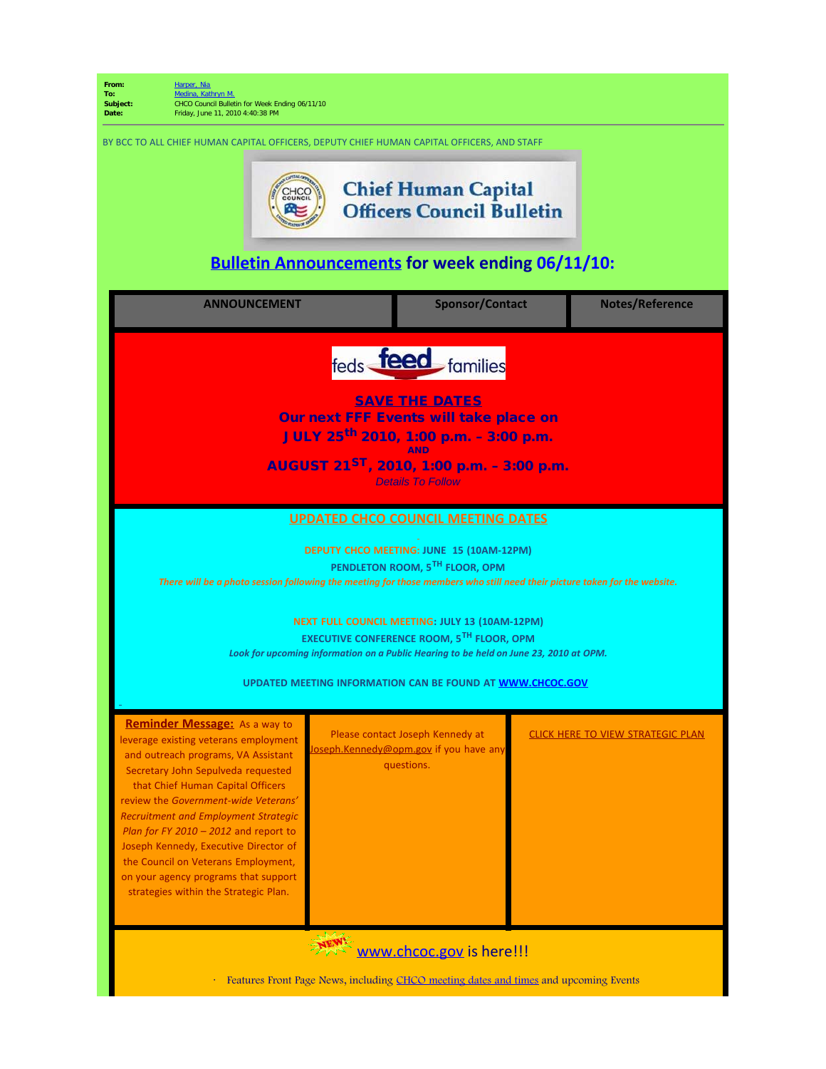**From:** Harper, Nia
**To:** Medina, Kathryn M.
**Subject:** CHCO Council Bulletin for Week Ending 06/11/10
**Date:** Friday, June 11, 2010 4:40:38 PM

BY BCC TO ALL CHIEF HUMAN CAPITAL OFFICERS, DEPUTY CHIEF HUMAN CAPITAL OFFICERS, AND STAFF

# Chief Human Capital Officers Council Bulletin

## Bulletin Announcements for week ending 06/11/10:

| ANNOUNCEMENT | Sponsor/Contact | Notes/Reference |
|---|---|---|
| feds feed families<br><br>**SAVE THE DATES**<br>**Our next FFF Events will take place on**<br>**JULY 25th 2010, 1:00 p.m. – 3:00 p.m.**<br>**AND**<br>**AUGUST 21ST, 2010, 1:00 p.m. – 3:00 p.m.**<br>*Details To Follow* | | |
| **UPDATED CHCO COUNCIL MEETING DATES**<br><br>**DEPUTY CHCO MEETING: JUNE 15 (10AM-12PM)**<br>**PENDLETON ROOM, 5TH FLOOR, OPM**<br>*There will be a photo session following the meeting for those members who still need their picture taken for the website.*<br><br>**NEXT FULL COUNCIL MEETING: JULY 13 (10AM-12PM)**<br>**EXECUTIVE CONFERENCE ROOM, 5TH FLOOR, OPM**<br>***Look for upcoming information on a Public Hearing to be held on June 23, 2010 at OPM.***<br><br>**UPDATED MEETING INFORMATION CAN BE FOUND AT WWW.CHCOC.GOV** | | |
| **Reminder Message:** As a way to leverage existing veterans employment and outreach programs, VA Assistant Secretary John Sepulveda requested that Chief Human Capital Officers review the *Government-wide Veterans' Recruitment and Employment Strategic Plan for FY 2010 – 2012* and report to Joseph Kennedy, Executive Director of the Council on Veterans Employment, on your agency programs that support strategies within the Strategic Plan. | Please contact Joseph Kennedy at Joseph.Kennedy@opm.gov if you have any questions. | CLICK HERE TO VIEW STRATEGIC PLAN |
| NEW! www.chcoc.gov is here!!!<br><br>· Features Front Page News, including CHCO meeting dates and times and upcoming Events | | |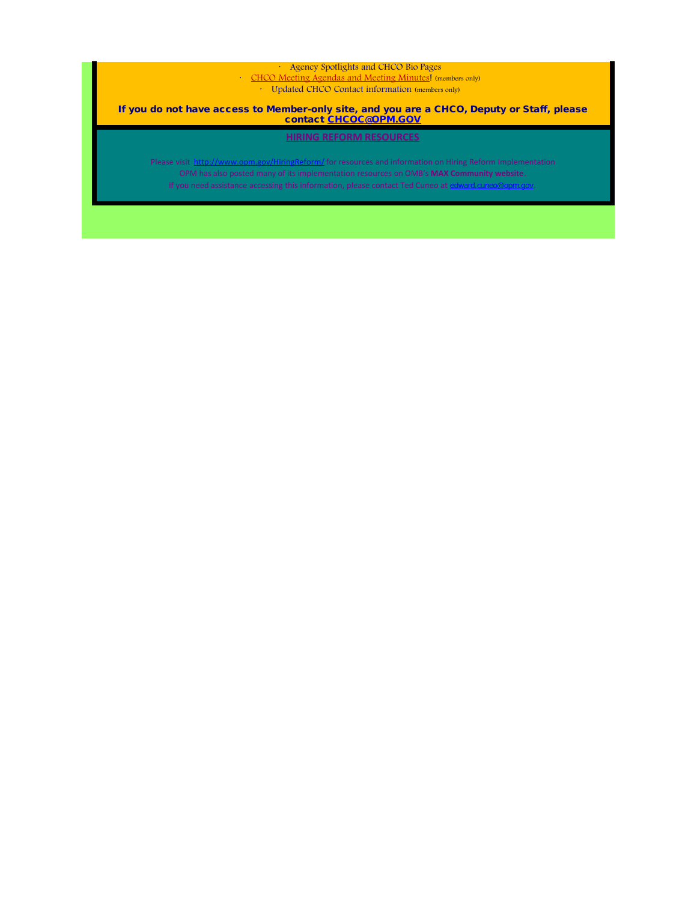- Agency Spotlights and CHCO Bio Pages
- CHCO Meeting Agendas and Meeting Minutes! (members only)
- Updated CHCO Contact information (members only)

**If you do not have access to Member-only site, and you are a CHCO, Deputy or Staff, please contact CHCOC@OPM.GOV**

**HIRING REFORM RESOURCES**

Please visit http://www.opm.gov/HiringReform/ for resources and information on Hiring Reform Implementation

OPM has also posted many of its implementation resources on OMB's **MAX Community website**.

If you need assistance accessing this information, please contact Ted Cuneo at edward.cuneo@opm.gov.